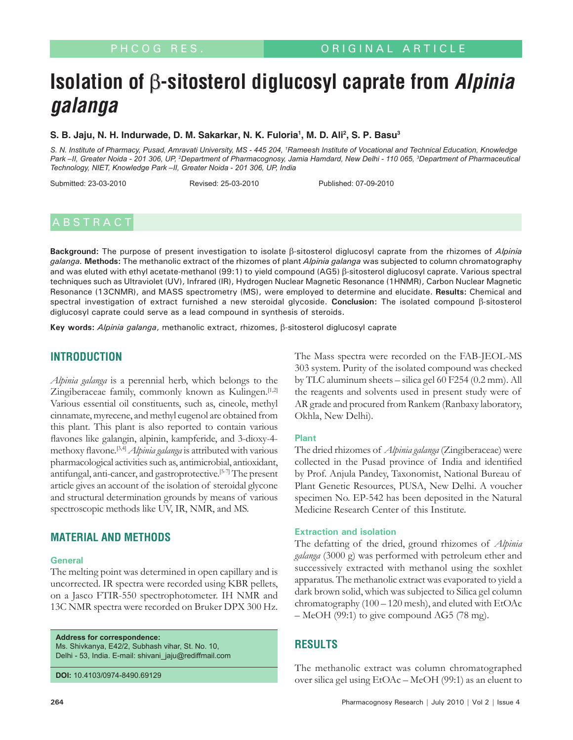# Isolation of β-sitosterol diglucosyl caprate from *Alpinia galanga*

**S. B. Jaju, N. H. Indurwade, D. M. Sakarkar, N. K. Fuloria[1], M. D. Ali[2], S. P. Basu[3]**

*S. N. Institute of Pharmacy, Pusad, Amravati University, MS - 445 204, [1]Rameesh Institute of Vocational and Technical Education, Knowledge Park –II, Greater Noida - 201 306, UP, [2]Department of Pharmacognosy, Jamia Hamdard, New Delhi - 110 065, [3]Department of Pharmaceutical Technology, NIET, Knowledge Park –II, Greater Noida - 201 306, UP, India*

Submitted: 23-03-2010 Revised: 25-03-2010 Published: 07-09-2010

## ABSTRACT

**Background:** The purpose of present investigation to isolate β-sitosterol diglucosyl caprate from the rhizomes of *Alpinia galanga.* **Methods:** The methanolic extract of the rhizomes of plant *Alpinia galanga* was subjected to column chromatography and was eluted with ethyl acetate-methanol (99:1) to yield compound (AG5) β-sitosterol diglucosyl caprate. Various spectral techniques such as Ultraviolet (UV), Infrared (IR), Hydrogen Nuclear Magnetic Resonance (1HNMR), Carbon Nuclear Magnetic Resonance (13CNMR), and MASS spectrometry (MS), were employed to determine and elucidate. **Results:** Chemical and spectral investigation of extract furnished a new steroidal glycoside. **Conclusion:** The isolated compound β-sitosterol diglucosyl caprate could serve as a lead compound in synthesis of steroids.

**Key words:** *Alpinia galanga*, methanolic extract, rhizomes, β-sitosterol diglucosyl caprate

## INTRODUCTION

*Alpinia galanga* is a perennial herb, which belongs to the Zingiberaceae family, commonly known as Kulingen.[1,2] Various essential oil constituents, such as, cineole, methyl cinnamate, myrecene, and methyl eugenol are obtained from this plant. This plant is also reported to contain various flavones like galangin, alpinin, kampferide, and 3-dioxy-4-methoxy flavone.[3,4] *Alpinia galanga* is attributed with various pharmacological activities such as, antimicrobial, antioxidant, antifungal, anti-cancer, and gastroprotective.[5-7] The present article gives an account of the isolation of steroidal glycone and structural determination grounds by means of various spectroscopic methods like UV, IR, NMR, and MS.

## MATERIAL AND METHODS

### General

The melting point was determined in open capillary and is uncorrected. IR spectra were recorded using KBR pellets, on a Jasco FTIR-550 spectrophotometer. IH NMR and 13C NMR spectra were recorded on Bruker DPX 300 Hz. The Mass spectra were recorded on the FAB-JEOL-MS 303 system. Purity of the isolated compound was checked by TLC aluminum sheets – silica gel 60 F254 (0.2 mm). All the reagents and solvents used in present study were of AR grade and procured from Rankem (Ranbaxy laboratory, Okhla, New Delhi).

### Plant

The dried rhizomes of *Alpinia galanga* (Zingiberaceae) were collected in the Pusad province of India and identified by Prof. Anjula Pandey, Taxonomist, National Bureau of Plant Genetic Resources, PUSA, New Delhi. A voucher specimen No. EP-542 has been deposited in the Natural Medicine Research Center of this Institute.

### Extraction and isolation

The defatting of the dried, ground rhizomes of *Alpinia galanga* (3000 g) was performed with petroleum ether and successively extracted with methanol using the soxhlet apparatus. The methanolic extract was evaporated to yield a dark brown solid, which was subjected to Silica gel column chromatography (100 – 120 mesh), and eluted with EtOAc – MeOH (99:1) to give compound AG5 (78 mg).

**Address for correspondence:**
Ms. Shivkanya, E42/2, Subhash vihar, St. No. 10, Delhi - 53, India. E-mail: shivani_jaju@rediffmail.com

**DOI:** 10.4103/0974-8490.69129

## RESULTS

The methanolic extract was column chromatographed over silica gel using EtOAc – MeOH (99:1) as an eluent to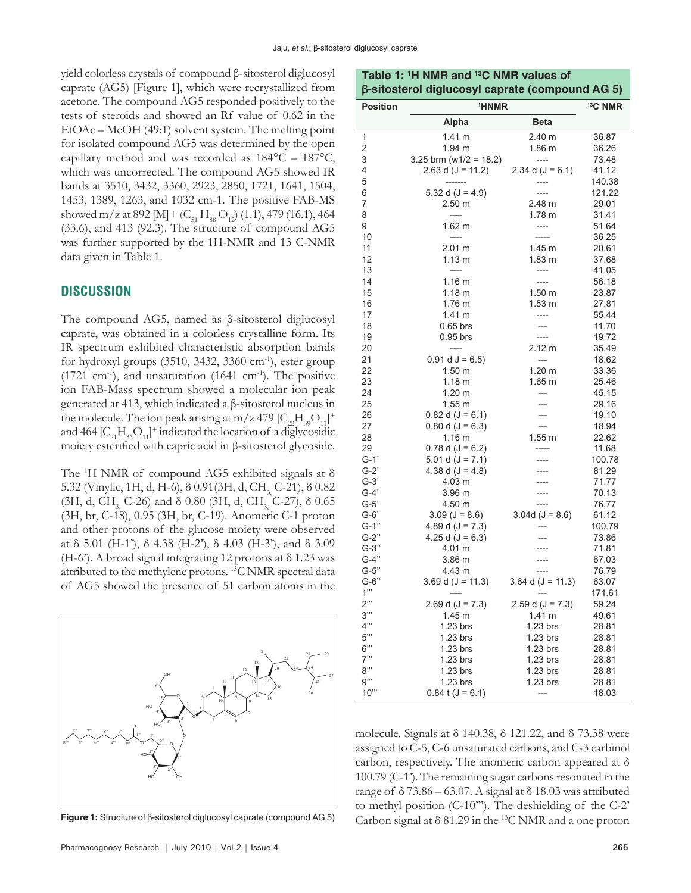yield colorless crystals of compound β-sitosterol diglucosyl caprate (AG5) [Figure 1], which were recrystallized from acetone. The compound AG5 responded positively to the tests of steroids and showed an Rf value of 0.62 in the EtOAc – MeOH (49:1) solvent system. The melting point for isolated compound AG5 was determined by the open capillary method and was recorded as 184°C – 187°C, which was uncorrected. The compound AG5 showed IR bands at 3510, 3432, 3360, 2923, 2850, 1721, 1641, 1504, 1453, 1389, 1263, and 1032 cm-1. The positive FAB-MS showed m/z at 892 [M]+ ($C_{51}H_{88}O_{12}$) (1.1), 479 (16.1), 464 (33.6), and 413 (92.3). The structure of compound AG5 was further supported by the 1H-NMR and 13 C-NMR data given in Table 1.

## DISCUSSION

The compound AG5, named as β-sitosterol diglucosyl caprate, was obtained in a colorless crystalline form. Its IR spectrum exhibited characteristic absorption bands for hydroxyl groups (3510, 3432, 3360 $cm^{-1}$), ester group (1721 $cm^{-1}$), and unsaturation (1641 $cm^{-1}$). The positive ion FAB-Mass spectrum showed a molecular ion peak generated at 413, which indicated a β-sitosterol nucleus in the molecule. The ion peak arising at m/z 479 $[C_{22}H_{39}O_{11}]^+$ and 464 $[C_{21}H_{36}O_{11}]^+$ indicated the location of a diglycosidic moiety esterified with capric acid in β-sitosterol glycoside.

The $^1$H NMR of compound AG5 exhibited signals at δ 5.32 (Vinylic, 1H, d, H-6), δ 0.91(3H, d, $CH_3$, C-21), δ 0.82 (3H, d, $CH_3$, C-26) and δ 0.80 (3H, d, $CH_3$, C-27), δ 0.65 (3H, br, C-18), 0.95 (3H, br, C-19). Anomeric C-1 proton and other protons of the glucose moiety were observed at δ 5.01 (H-1'), δ 4.38 (H-2'), δ 4.03 (H-3'), and δ 3.09 (H-6'). A broad signal integrating 12 protons at δ 1.23 was attributed to the methylene protons. $^{13}$C NMR spectral data of AG5 showed the presence of 51 carbon atoms in the molecule. Signals at δ 140.38, δ 121.22, and δ 73.38 were assigned to C-5, C-6 unsaturated carbons, and C-3 carbinol carbon, respectively. The anomeric carbon appeared at δ 100.79 (C-1'). The remaining sugar carbons resonated in the range of δ 73.86 – 63.07. A signal at δ 18.03 was attributed to methyl position (C-10'''). The deshielding of the C-2' Carbon signal at δ 81.29 in the $^{13}$C NMR and a one proton

Figure 1: Structure of β-sitosterol diglucosyl caprate (compound AG 5)

**Table 1: $^1$H NMR and $^{13}$C NMR values of β-sitosterol diglucosyl caprate (compound AG 5)**

| Position | $^1$HNMR | | $^{13}$C NMR |
|---|---|---|---|
| | Alpha | Beta | |
| 1 | 1.41 m | 2.40 m | 36.87 |
| 2 | 1.94 m | 1.86 m | 36.26 |
| 3 | 3.25 brm (w1/2 = 18.2) | ---- | 73.48 |
| 4 | 2.63 d (J = 11.2) | 2.34 d (J = 6.1) | 41.12 |
| 5 | ------- | ---- | 140.38 |
| 6 | 5.32 d (J = 4.9) | ---- | 121.22 |
| 7 | 2.50 m | 2.48 m | 29.01 |
| 8 | ---- | 1.78 m | 31.41 |
| 9 | 1.62 m | ---- | 51.64 |
| 10 | ---- | ----- | 36.25 |
| 11 | 2.01 m | 1.45 m | 20.61 |
| 12 | 1.13 m | 1.83 m | 37.68 |
| 13 | ---- | ---- | 41.05 |
| 14 | 1.16 m | ---- | 56.18 |
| 15 | 1.18 m | 1.50 m | 23.87 |
| 16 | 1.76 m | 1.53 m | 27.81 |
| 17 | 1.41 m | ---- | 55.44 |
| 18 | 0.65 brs | --- | 11.70 |
| 19 | 0.95 brs | ---- | 19.72 |
| 20 | ---- | 2.12 m | 35.49 |
| 21 | 0.91 d J = 6.5) | --- | 18.62 |
| 22 | 1.50 m | 1.20 m | 33.36 |
| 23 | 1.18 m | 1.65 m | 25.46 |
| 24 | 1.20 m | --- | 45.15 |
| 25 | 1.55 m | --- | 29.16 |
| 26 | 0.82 d (J = 6.1) | --- | 19.10 |
| 27 | 0.80 d (J = 6.3) | --- | 18.94 |
| 28 | 1.16 m | 1.55 m | 22.62 |
| 29 | 0.78 d (J = 6.2) | ----- | 11.68 |
| G-1' | 5.01 d (J = 7.1) | ---- | 100.78 |
| G-2' | 4.38 d (J = 4.8) | ---- | 81.29 |
| G-3' | 4.03 m | ---- | 71.77 |
| G-4' | 3.96 m | ---- | 70.13 |
| G-5' | 4.50 m | ---- | 76.77 |
| G-6' | 3.09 (J = 8.6) | 3.04d (J = 8.6) | 61.12 |
| G-1" | 4.89 d (J = 7.3) | --- | 100.79 |
| G-2" | 4.25 d (J = 6.3) | --- | 73.86 |
| G-3" | 4.01 m | ---- | 71.81 |
| G-4" | 3.86 m | ---- | 67.03 |
| G-5" | 4.43 m | ---- | 76.79 |
| G-6" | 3.69 d (J = 11.3) | 3.64 d (J = 11.3) | 63.07 |
| 1''' | ----- | --- | 171.61 |
| 2''' | 2.69 d (J = 7.3) | 2.59 d (J = 7.3) | 59.24 |
| 3''' | 1.45 m | 1.41 m | 49.61 |
| 4''' | 1.23 brs | 1.23 brs | 28.81 |
| 5''' | 1.23 brs | 1.23 brs | 28.81 |
| 6''' | 1.23 brs | 1.23 brs | 28.81 |
| 7''' | 1.23 brs | 1.23 brs | 28.81 |
| 8''' | 1.23 brs | 1.23 brs | 28.81 |
| 9''' | 1.23 brs | 1.23 brs | 28.81 |
| 10''' | 0.84 t (J = 6.1) | --- | 18.03 |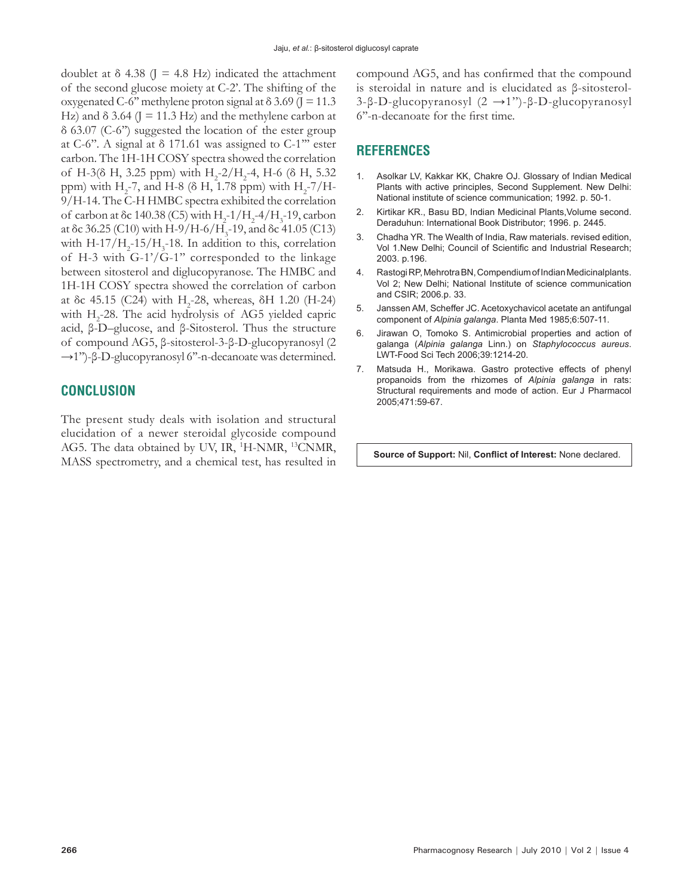doublet at δ 4.38 (J = 4.8 Hz) indicated the attachment of the second glucose moiety at C-2'. The shifting of the oxygenated C-6" methylene proton signal at δ 3.69 (J = 11.3 Hz) and δ 3.64 (J = 11.3 Hz) and the methylene carbon at δ 63.07 (C-6") suggested the location of the ester group at C-6". A signal at δ 171.61 was assigned to C-1''' ester carbon. The 1H-1H COSY spectra showed the correlation of H-3(δ H, 3.25 ppm) with $H_2$-2/$H_2$-4, H-6 (δ H, 5.32 ppm) with $H_2$-7, and H-8 (δ H, 1.78 ppm) with $H_2$-7/H-9/H-14. The C-H HMBC spectra exhibited the correlation of carbon at δc 140.38 (C5) with $H_2$-1/$H_2$-4/$H_3$-19, carbon at δc 36.25 (C10) with H-9/H-6/$H_3$-19, and δc 41.05 (C13) with H-17/$H_2$-15/$H_3$-18. In addition to this, correlation of H-3 with G-1'/G-1" corresponded to the linkage between sitosterol and diglucopyranose. The HMBC and 1H-1H COSY spectra showed the correlation of carbon at δc 45.15 (C24) with $H_2$-28, whereas, δH 1.20 (H-24) with $H_2$-28. The acid hydrolysis of AG5 yielded capric acid, β-D–glucose, and β-Sitosterol. Thus the structure of compound AG5, β-sitosterol-3-β-D-glucopyranosyl (2 →1")-β-D-glucopyranosyl 6"-n-decanoate was determined.

## CONCLUSION

The present study deals with isolation and structural elucidation of a newer steroidal glycoside compound AG5. The data obtained by UV, IR, $^{1}$H-NMR, $^{13}$CNMR, MASS spectrometry, and a chemical test, has resulted in compound AG5, and has confirmed that the compound is steroidal in nature and is elucidated as β-sitosterol-3-β-D-glucopyranosyl (2 →1")-β-D-glucopyranosyl 6"-n-decanoate for the first time.

## REFERENCES

1. Asolkar LV, Kakkar KK, Chakre OJ. Glossary of Indian Medical Plants with active principles, Second Supplement. New Delhi: National institute of science communication; 1992. p. 50-1.
2. Kirtikar KR., Basu BD, Indian Medicinal Plants,Volume second. Deraduhun: International Book Distributor; 1996. p. 2445.
3. Chadha YR. The Wealth of India, Raw materials. revised edition, Vol 1.New Delhi; Council of Scientific and Industrial Research; 2003. p.196.
4. Rastogi RP, Mehrotra BN, Compendium of Indian Medicinalplants. Vol 2; New Delhi; National Institute of science communication and CSIR; 2006.p. 33.
5. Janssen AM, Scheffer JC. Acetoxychavicol acetate an antifungal component of *Alpinia galanga*. Planta Med 1985;6:507-11.
6. Jirawan O, Tomoko S. Antimicrobial properties and action of galanga (*Alpinia galanga* Linn.) on *Staphylococcus aureus*. LWT-Food Sci Tech 2006;39:1214-20.
7. Matsuda H., Morikawa. Gastro protective effects of phenyl propanoids from the rhizomes of *Alpinia galanga* in rats: Structural requirements and mode of action. Eur J Pharmacol 2005;471:59-67.

**Source of Support:** Nil, **Conflict of Interest:** None declared.